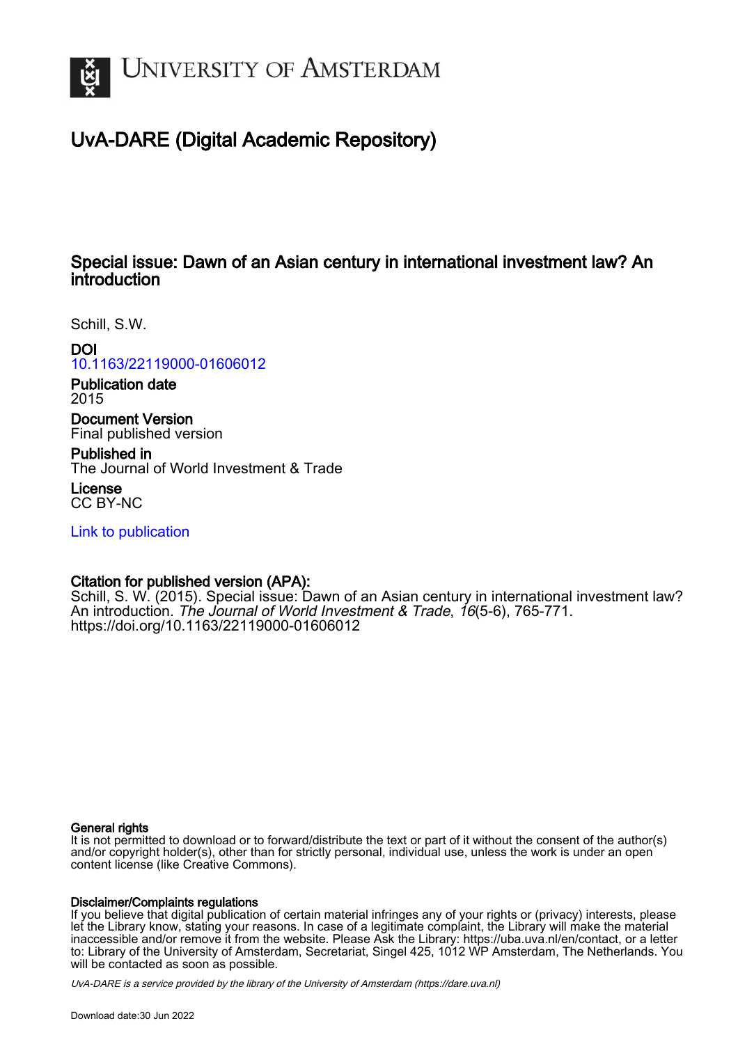# UvA-DARE (Digital Academic Repository)

## Special issue: Dawn of an Asian century in international investment law? An introduction

Schill, S.W.

**DOI**
10.1163/22119000-01606012

**Publication date**
2015

**Document Version**
Final published version

**Published in**
The Journal of World Investment & Trade

**License**
CC BY-NC

Link to publication

**Citation for published version (APA):**
Schill, S. W. (2015). Special issue: Dawn of an Asian century in international investment law? An introduction. *The Journal of World Investment & Trade*, *16*(5-6), 765-771. https://doi.org/10.1163/22119000-01606012

**General rights**
It is not permitted to download or to forward/distribute the text or part of it without the consent of the author(s) and/or copyright holder(s), other than for strictly personal, individual use, unless the work is under an open content license (like Creative Commons).

**Disclaimer/Complaints regulations**
If you believe that digital publication of certain material infringes any of your rights or (privacy) interests, please let the Library know, stating your reasons. In case of a legitimate complaint, the Library will make the material inaccessible and/or remove it from the website. Please Ask the Library: https://uba.uva.nl/en/contact, or a letter to: Library of the University of Amsterdam, Secretariat, Singel 425, 1012 WP Amsterdam, The Netherlands. You will be contacted as soon as possible.

*UvA-DARE is a service provided by the library of the University of Amsterdam (https://dare.uva.nl)*

Download date:30 Jun 2022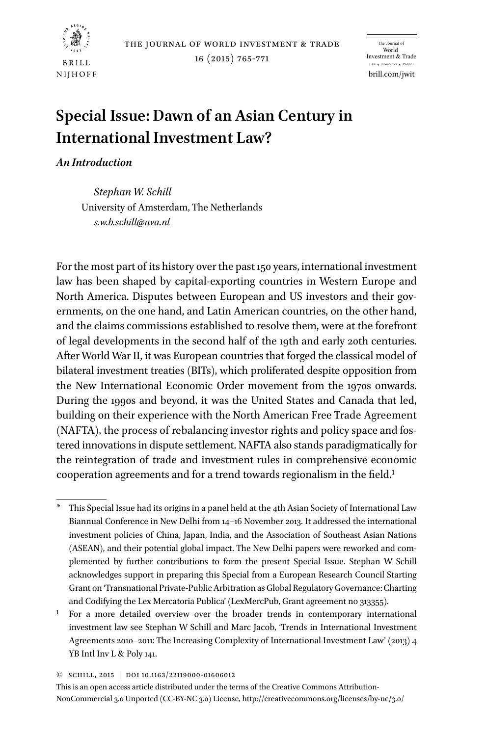# Special Issue: Dawn of an Asian Century in International Investment Law?

***An Introduction***

*Stephan W. Schill*
University of Amsterdam, The Netherlands
*s.w.b.schill@uva.nl*

For the most part of its history over the past 150 years, international investment law has been shaped by capital-exporting countries in Western Europe and North America. Disputes between European and US investors and their governments, on the one hand, and Latin American countries, on the other hand, and the claims commissions established to resolve them, were at the forefront of legal developments in the second half of the 19th and early 20th centuries. After World War II, it was European countries that forged the classical model of bilateral investment treaties (BITs), which proliferated despite opposition from the New International Economic Order movement from the 1970s onwards. During the 1990s and beyond, it was the United States and Canada that led, building on their experience with the North American Free Trade Agreement (NAFTA), the process of rebalancing investor rights and policy space and fostered innovations in dispute settlement. NAFTA also stands paradigmatically for the reintegration of trade and investment rules in comprehensive economic cooperation agreements and for a trend towards regionalism in the field.[1]

---

\* This Special Issue had its origins in a panel held at the 4th Asian Society of International Law Biannual Conference in New Delhi from 14–16 November 2013. It addressed the international investment policies of China, Japan, India, and the Association of Southeast Asian Nations (ASEAN), and their potential global impact. The New Delhi papers were reworked and complemented by further contributions to form the present Special Issue. Stephan W Schill acknowledges support in preparing this Special from a European Research Council Starting Grant on 'Transnational Private-Public Arbitration as Global Regulatory Governance: Charting and Codifying the Lex Mercatoria Publica' (LexMercPub, Grant agreement no 313355).

[1] For a more detailed overview over the broader trends in contemporary international investment law see Stephan W Schill and Marc Jacob, 'Trends in International Investment Agreements 2010–2011: The Increasing Complexity of International Investment Law' (2013) 4 YB Intl Inv L & Poly 141.

© SCHILL, 2015 | DOI 10.1163/22119000-01606012

This is an open access article distributed under the terms of the Creative Commons Attribution-NonCommercial 3.0 Unported (CC-BY-NC 3.0) License, http://creativecommons.org/licenses/by-nc/3.0/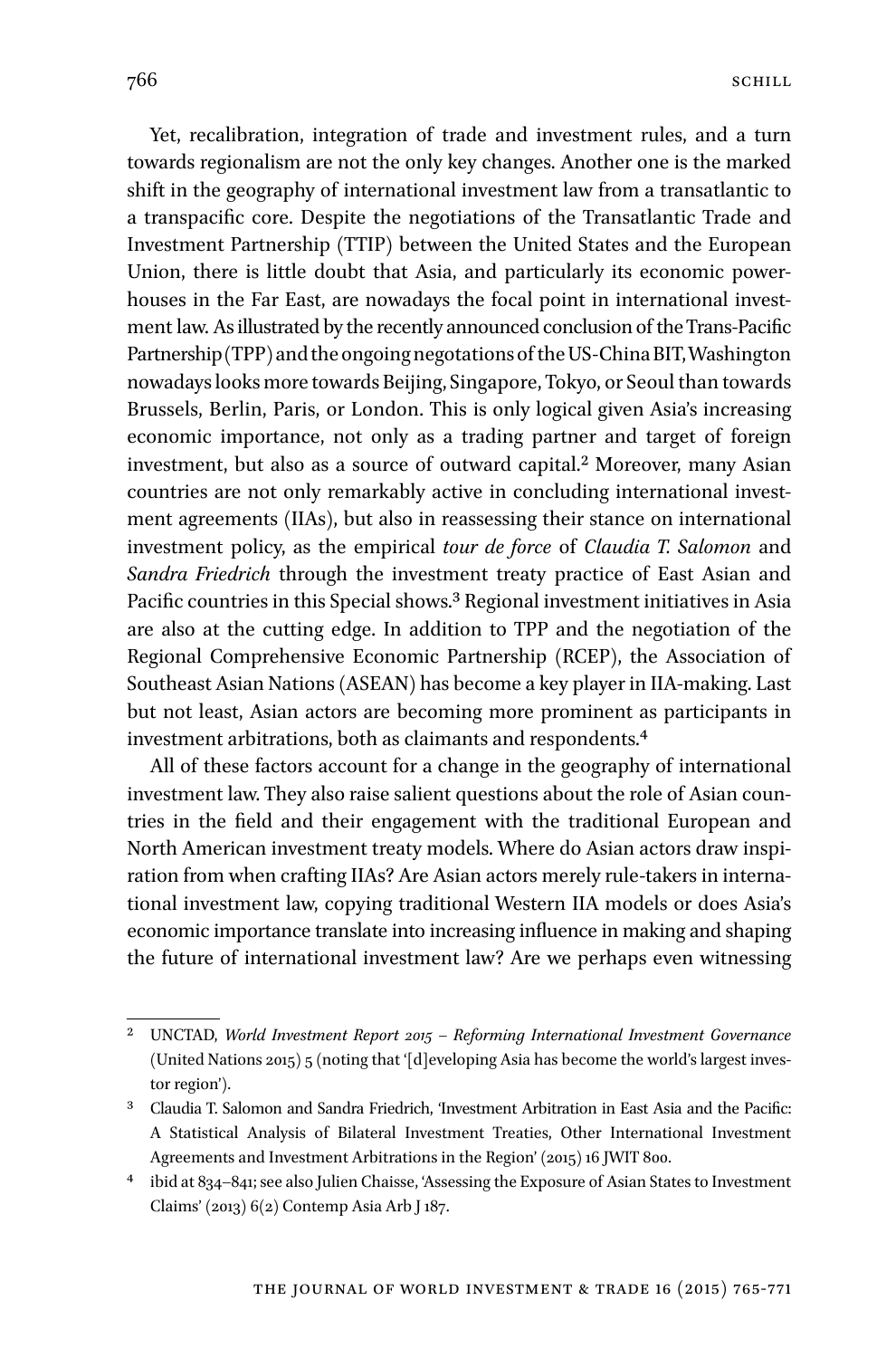Yet, recalibration, integration of trade and investment rules, and a turn towards regionalism are not the only key changes. Another one is the marked shift in the geography of international investment law from a transatlantic to a transpacific core. Despite the negotiations of the Transatlantic Trade and Investment Partnership (TTIP) between the United States and the European Union, there is little doubt that Asia, and particularly its economic powerhouses in the Far East, are nowadays the focal point in international investment law. As illustrated by the recently announced conclusion of the Trans-Pacific Partnership (TPP) and the ongoing negotiations of the US-China BIT, Washington nowadays looks more towards Beijing, Singapore, Tokyo, or Seoul than towards Brussels, Berlin, Paris, or London. This is only logical given Asia's increasing economic importance, not only as a trading partner and target of foreign investment, but also as a source of outward capital.[2] Moreover, many Asian countries are not only remarkably active in concluding international investment agreements (IIAs), but also in reassessing their stance on international investment policy, as the empirical *tour de force* of *Claudia T. Salomon* and *Sandra Friedrich* through the investment treaty practice of East Asian and Pacific countries in this Special shows.[3] Regional investment initiatives in Asia are also at the cutting edge. In addition to TPP and the negotiation of the Regional Comprehensive Economic Partnership (RCEP), the Association of Southeast Asian Nations (ASEAN) has become a key player in IIA-making. Last but not least, Asian actors are becoming more prominent as participants in investment arbitrations, both as claimants and respondents.[4]

All of these factors account for a change in the geography of international investment law. They also raise salient questions about the role of Asian countries in the field and their engagement with the traditional European and North American investment treaty models. Where do Asian actors draw inspiration from when crafting IIAs? Are Asian actors merely rule-takers in international investment law, copying traditional Western IIA models or does Asia's economic importance translate into increasing influence in making and shaping the future of international investment law? Are we perhaps even witnessing

---

[2] UNCTAD, *World Investment Report 2015 – Reforming International Investment Governance* (United Nations 2015) 5 (noting that '[d]eveloping Asia has become the world's largest investor region').

[3] Claudia T. Salomon and Sandra Friedrich, 'Investment Arbitration in East Asia and the Pacific: A Statistical Analysis of Bilateral Investment Treaties, Other International Investment Agreements and Investment Arbitrations in the Region' (2015) 16 JWIT 800.

[4] ibid at 834–841; see also Julien Chaisse, 'Assessing the Exposure of Asian States to Investment Claims' (2013) 6(2) Contemp Asia Arb J 187.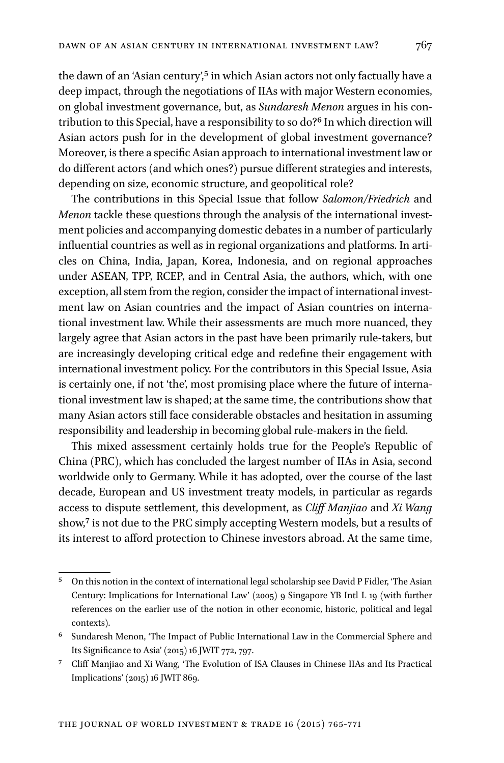the dawn of an 'Asian century',[5] in which Asian actors not only factually have a deep impact, through the negotiations of IIAs with major Western economies, on global investment governance, but, as *Sundaresh Menon* argues in his contribution to this Special, have a responsibility to so do?[6] In which direction will Asian actors push for in the development of global investment governance? Moreover, is there a specific Asian approach to international investment law or do different actors (and which ones?) pursue different strategies and interests, depending on size, economic structure, and geopolitical role?

The contributions in this Special Issue that follow *Salomon/Friedrich* and *Menon* tackle these questions through the analysis of the international investment policies and accompanying domestic debates in a number of particularly influential countries as well as in regional organizations and platforms. In articles on China, India, Japan, Korea, Indonesia, and on regional approaches under ASEAN, TPP, RCEP, and in Central Asia, the authors, which, with one exception, all stem from the region, consider the impact of international investment law on Asian countries and the impact of Asian countries on international investment law. While their assessments are much more nuanced, they largely agree that Asian actors in the past have been primarily rule-takers, but are increasingly developing critical edge and redefine their engagement with international investment policy. For the contributors in this Special Issue, Asia is certainly one, if not 'the', most promising place where the future of international investment law is shaped; at the same time, the contributions show that many Asian actors still face considerable obstacles and hesitation in assuming responsibility and leadership in becoming global rule-makers in the field.

This mixed assessment certainly holds true for the People's Republic of China (PRC), which has concluded the largest number of IIAs in Asia, second worldwide only to Germany. While it has adopted, over the course of the last decade, European and US investment treaty models, in particular as regards access to dispute settlement, this development, as *Cliff Manjiao* and *Xi Wang* show,[7] is not due to the PRC simply accepting Western models, but a results of its interest to afford protection to Chinese investors abroad. At the same time,

---

[5] On this notion in the context of international legal scholarship see David P Fidler, 'The Asian Century: Implications for International Law' (2005) 9 Singapore YB Intl L 19 (with further references on the earlier use of the notion in other economic, historic, political and legal contexts).

[6] Sundaresh Menon, 'The Impact of Public International Law in the Commercial Sphere and Its Significance to Asia' (2015) 16 JWIT 772, 797.

[7] Cliff Manjiao and Xi Wang, 'The Evolution of ISA Clauses in Chinese IIAs and Its Practical Implications' (2015) 16 JWIT 869.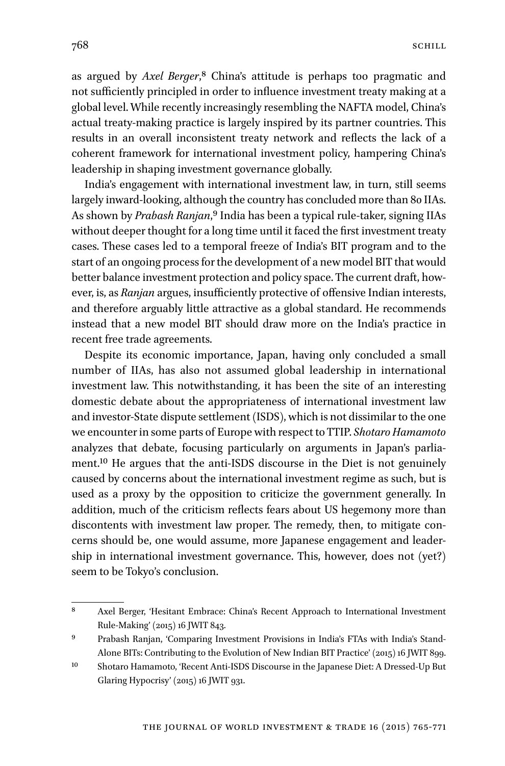as argued by *Axel Berger*,[8] China's attitude is perhaps too pragmatic and not sufficiently principled in order to influence investment treaty making at a global level. While recently increasingly resembling the NAFTA model, China's actual treaty-making practice is largely inspired by its partner countries. This results in an overall inconsistent treaty network and reflects the lack of a coherent framework for international investment policy, hampering China's leadership in shaping investment governance globally.

India's engagement with international investment law, in turn, still seems largely inward-looking, although the country has concluded more than 80 IIAs. As shown by *Prabash Ranjan*,[9] India has been a typical rule-taker, signing IIAs without deeper thought for a long time until it faced the first investment treaty cases. These cases led to a temporal freeze of India's BIT program and to the start of an ongoing process for the development of a new model BIT that would better balance investment protection and policy space. The current draft, however, is, as *Ranjan* argues, insufficiently protective of offensive Indian interests, and therefore arguably little attractive as a global standard. He recommends instead that a new model BIT should draw more on the India's practice in recent free trade agreements.

Despite its economic importance, Japan, having only concluded a small number of IIAs, has also not assumed global leadership in international investment law. This notwithstanding, it has been the site of an interesting domestic debate about the appropriateness of international investment law and investor-State dispute settlement (ISDS), which is not dissimilar to the one we encounter in some parts of Europe with respect to TTIP. *Shotaro Hamamoto* analyzes that debate, focusing particularly on arguments in Japan's parliament.[10] He argues that the anti-ISDS discourse in the Diet is not genuinely caused by concerns about the international investment regime as such, but is used as a proxy by the opposition to criticize the government generally. In addition, much of the criticism reflects fears about US hegemony more than discontents with investment law proper. The remedy, then, to mitigate concerns should be, one would assume, more Japanese engagement and leadership in international investment governance. This, however, does not (yet?) seem to be Tokyo's conclusion.

---

[8] Axel Berger, 'Hesitant Embrace: China's Recent Approach to International Investment Rule-Making' (2015) 16 JWIT 843.

[9] Prabash Ranjan, 'Comparing Investment Provisions in India's FTAs with India's Stand-Alone BITs: Contributing to the Evolution of New Indian BIT Practice' (2015) 16 JWIT 899.

[10] Shotaro Hamamoto, 'Recent Anti-ISDS Discourse in the Japanese Diet: A Dressed-Up But Glaring Hypocrisy' (2015) 16 JWIT 931.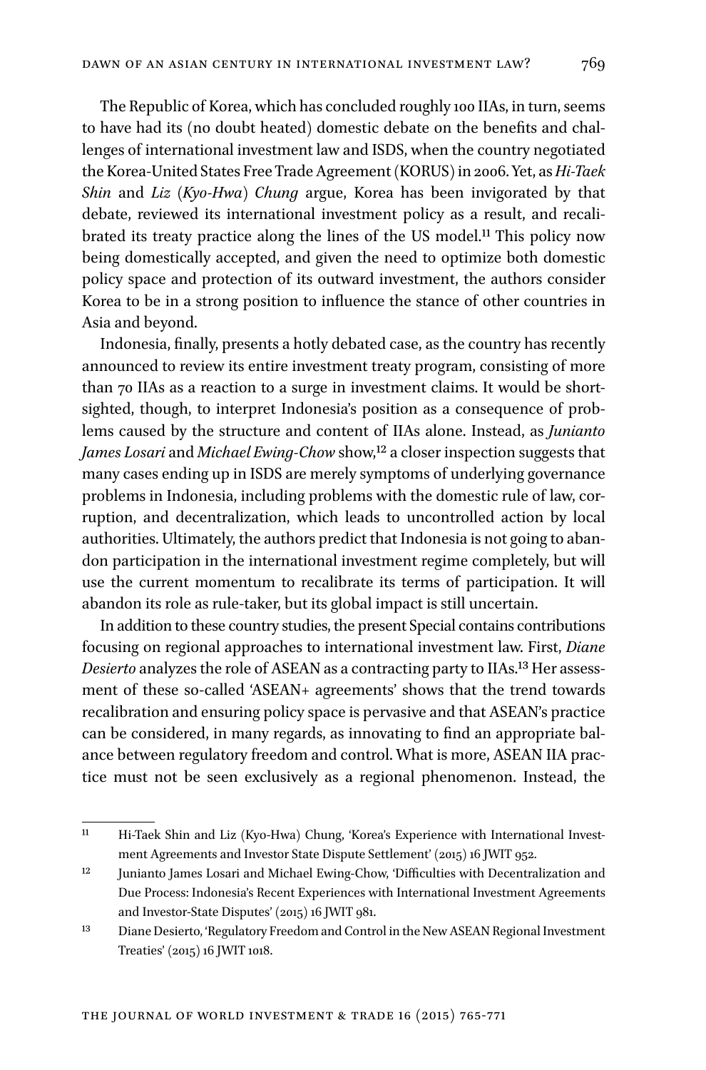The Republic of Korea, which has concluded roughly 100 IIAs, in turn, seems to have had its (no doubt heated) domestic debate on the benefits and challenges of international investment law and ISDS, when the country negotiated the Korea-United States Free Trade Agreement (KORUS) in 2006. Yet, as *Hi-Taek Shin* and *Liz* (*Kyo-Hwa*) *Chung* argue, Korea has been invigorated by that debate, reviewed its international investment policy as a result, and recalibrated its treaty practice along the lines of the US model.[11] This policy now being domestically accepted, and given the need to optimize both domestic policy space and protection of its outward investment, the authors consider Korea to be in a strong position to influence the stance of other countries in Asia and beyond.

Indonesia, finally, presents a hotly debated case, as the country has recently announced to review its entire investment treaty program, consisting of more than 70 IIAs as a reaction to a surge in investment claims. It would be short-sighted, though, to interpret Indonesia's position as a consequence of problems caused by the structure and content of IIAs alone. Instead, as *Junianto James Losari* and *Michael Ewing-Chow* show,[12] a closer inspection suggests that many cases ending up in ISDS are merely symptoms of underlying governance problems in Indonesia, including problems with the domestic rule of law, corruption, and decentralization, which leads to uncontrolled action by local authorities. Ultimately, the authors predict that Indonesia is not going to abandon participation in the international investment regime completely, but will use the current momentum to recalibrate its terms of participation. It will abandon its role as rule-taker, but its global impact is still uncertain.

In addition to these country studies, the present Special contains contributions focusing on regional approaches to international investment law. First, *Diane Desierto* analyzes the role of ASEAN as a contracting party to IIAs.[13] Her assessment of these so-called 'ASEAN+ agreements' shows that the trend towards recalibration and ensuring policy space is pervasive and that ASEAN's practice can be considered, in many regards, as innovating to find an appropriate balance between regulatory freedom and control. What is more, ASEAN IIA practice must not be seen exclusively as a regional phenomenon. Instead, the

---

[11] Hi-Taek Shin and Liz (Kyo-Hwa) Chung, 'Korea's Experience with International Investment Agreements and Investor State Dispute Settlement' (2015) 16 JWIT 952.

[12] Junianto James Losari and Michael Ewing-Chow, 'Difficulties with Decentralization and Due Process: Indonesia's Recent Experiences with International Investment Agreements and Investor-State Disputes' (2015) 16 JWIT 981.

[13] Diane Desierto, 'Regulatory Freedom and Control in the New ASEAN Regional Investment Treaties' (2015) 16 JWIT 1018.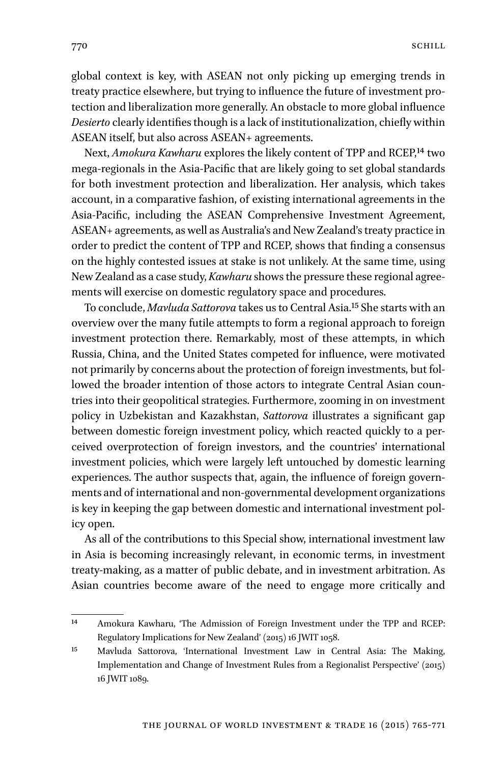global context is key, with ASEAN not only picking up emerging trends in treaty practice elsewhere, but trying to influence the future of investment protection and liberalization more generally. An obstacle to more global influence *Desierto* clearly identifies though is a lack of institutionalization, chiefly within ASEAN itself, but also across ASEAN+ agreements.

Next, *Amokura Kawharu* explores the likely content of TPP and RCEP,[14] two mega-regionals in the Asia-Pacific that are likely going to set global standards for both investment protection and liberalization. Her analysis, which takes account, in a comparative fashion, of existing international agreements in the Asia-Pacific, including the ASEAN Comprehensive Investment Agreement, ASEAN+ agreements, as well as Australia's and New Zealand's treaty practice in order to predict the content of TPP and RCEP, shows that finding a consensus on the highly contested issues at stake is not unlikely. At the same time, using New Zealand as a case study, *Kawharu* shows the pressure these regional agreements will exercise on domestic regulatory space and procedures.

To conclude, *Mavluda Sattorova* takes us to Central Asia.[15] She starts with an overview over the many futile attempts to form a regional approach to foreign investment protection there. Remarkably, most of these attempts, in which Russia, China, and the United States competed for influence, were motivated not primarily by concerns about the protection of foreign investments, but followed the broader intention of those actors to integrate Central Asian countries into their geopolitical strategies. Furthermore, zooming in on investment policy in Uzbekistan and Kazakhstan, *Sattorova* illustrates a significant gap between domestic foreign investment policy, which reacted quickly to a perceived overprotection of foreign investors, and the countries' international investment policies, which were largely left untouched by domestic learning experiences. The author suspects that, again, the influence of foreign governments and of international and non-governmental development organizations is key in keeping the gap between domestic and international investment policy open.

As all of the contributions to this Special show, international investment law in Asia is becoming increasingly relevant, in economic terms, in investment treaty-making, as a matter of public debate, and in investment arbitration. As Asian countries become aware of the need to engage more critically and

---

[14] Amokura Kawharu, 'The Admission of Foreign Investment under the TPP and RCEP: Regulatory Implications for New Zealand' (2015) 16 JWIT 1058.

[15] Mavluda Sattorova, 'International Investment Law in Central Asia: The Making, Implementation and Change of Investment Rules from a Regionalist Perspective' (2015) 16 JWIT 1089.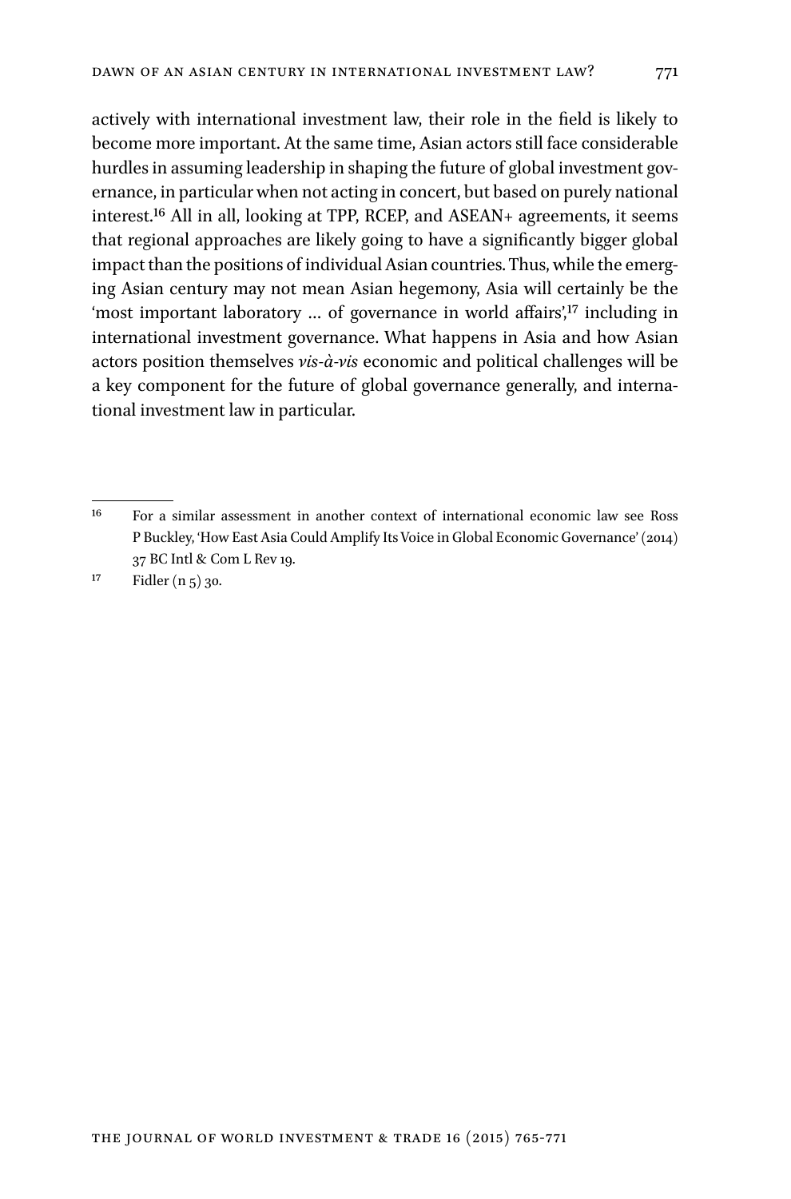actively with international investment law, their role in the field is likely to become more important. At the same time, Asian actors still face considerable hurdles in assuming leadership in shaping the future of global investment governance, in particular when not acting in concert, but based on purely national interest.[16] All in all, looking at TPP, RCEP, and ASEAN+ agreements, it seems that regional approaches are likely going to have a significantly bigger global impact than the positions of individual Asian countries. Thus, while the emerging Asian century may not mean Asian hegemony, Asia will certainly be the 'most important laboratory … of governance in world affairs',[17] including in international investment governance. What happens in Asia and how Asian actors position themselves *vis-à-vis* economic and political challenges will be a key component for the future of global governance generally, and international investment law in particular.

---

16 For a similar assessment in another context of international economic law see Ross P Buckley, 'How East Asia Could Amplify Its Voice in Global Economic Governance' (2014) 37 BC Intl & Com L Rev 19.

17 Fidler (n 5) 30.